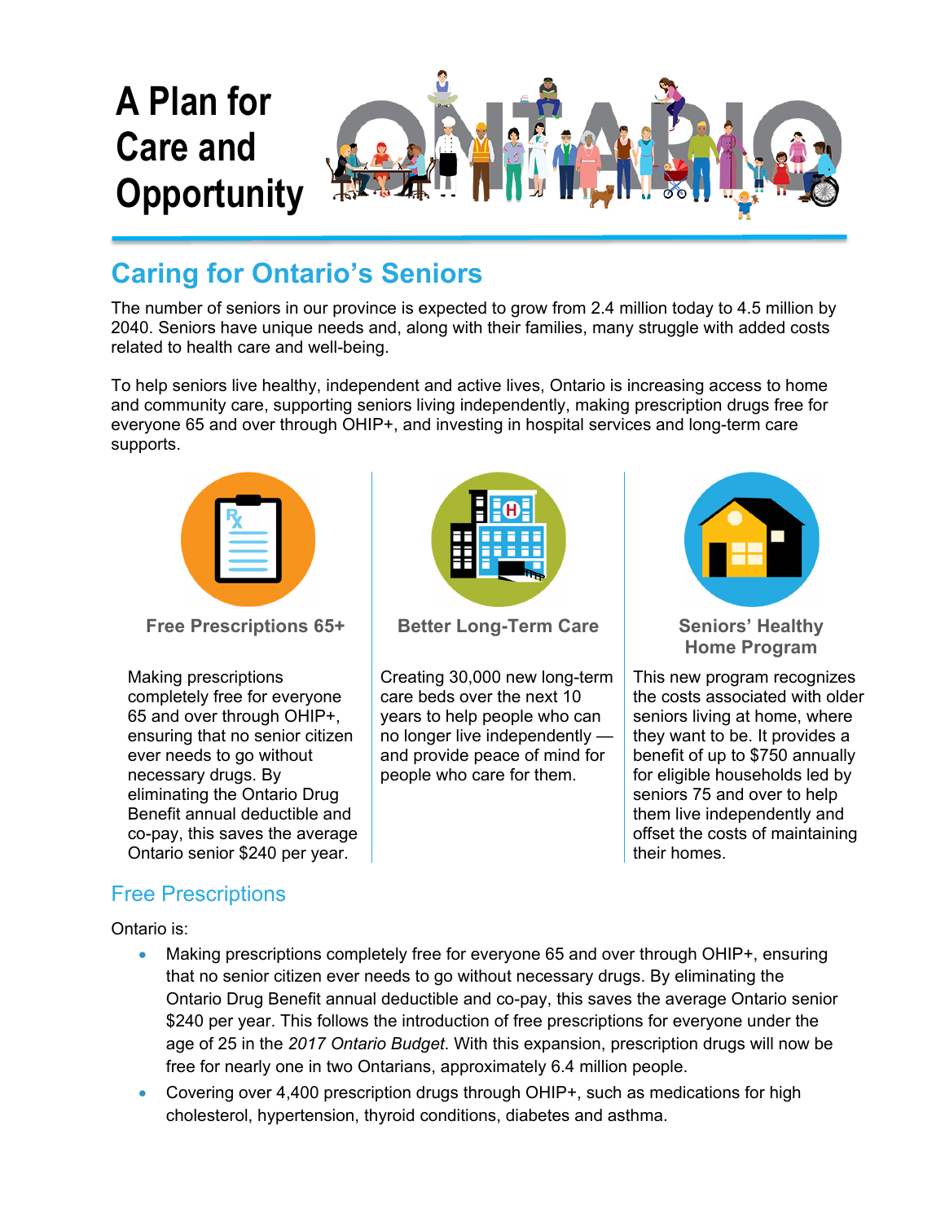# A Plan for Care and Opportunity

## Caring for Ontario's Seniors

The number of seniors in our province is expected to grow from 2.4 million today to 4.5 million by 2040. Seniors have unique needs and, along with their families, many struggle with added costs related to health care and well-being.

To help seniors live healthy, independent and active lives, Ontario is increasing access to home and community care, supporting seniors living independently, making prescription drugs free for everyone 65 and over through OHIP+, and investing in hospital services and long-term care supports.

**Free Prescriptions 65+**

Making prescriptions completely free for everyone 65 and over through OHIP+, ensuring that no senior citizen ever needs to go without necessary drugs. By eliminating the Ontario Drug Benefit annual deductible and co-pay, this saves the average Ontario senior $240 per year.

**Better Long-Term Care**

Creating 30,000 new long-term care beds over the next 10 years to help people who can no longer live independently — and provide peace of mind for people who care for them.

**Seniors' Healthy Home Program**

This new program recognizes the costs associated with older seniors living at home, where they want to be. It provides a benefit of up to $750 annually for eligible households led by seniors 75 and over to help them live independently and offset the costs of maintaining their homes.

### Free Prescriptions

Ontario is:

- Making prescriptions completely free for everyone 65 and over through OHIP+, ensuring that no senior citizen ever needs to go without necessary drugs. By eliminating the Ontario Drug Benefit annual deductible and co-pay, this saves the average Ontario senior $240 per year. This follows the introduction of free prescriptions for everyone under the age of 25 in the *2017 Ontario Budget*. With this expansion, prescription drugs will now be free for nearly one in two Ontarians, approximately 6.4 million people.
- Covering over 4,400 prescription drugs through OHIP+, such as medications for high cholesterol, hypertension, thyroid conditions, diabetes and asthma.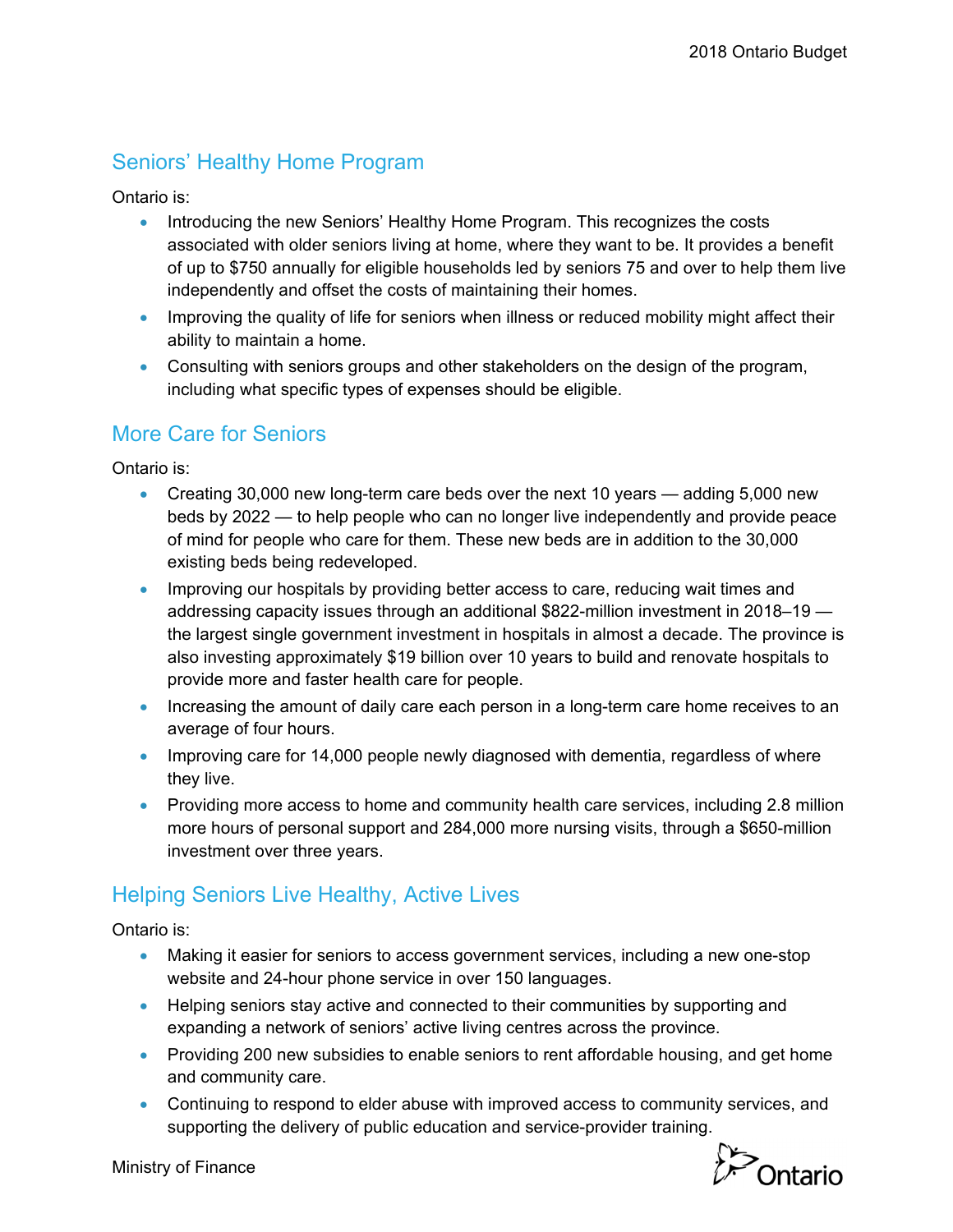## Seniors' Healthy Home Program

Ontario is:

- Introducing the new Seniors' Healthy Home Program. This recognizes the costs associated with older seniors living at home, where they want to be. It provides a benefit of up to $750 annually for eligible households led by seniors 75 and over to help them live independently and offset the costs of maintaining their homes.
- Improving the quality of life for seniors when illness or reduced mobility might affect their ability to maintain a home.
- Consulting with seniors groups and other stakeholders on the design of the program, including what specific types of expenses should be eligible.

## More Care for Seniors

Ontario is:

- Creating 30,000 new long-term care beds over the next 10 years — adding 5,000 new beds by 2022 — to help people who can no longer live independently and provide peace of mind for people who care for them. These new beds are in addition to the 30,000 existing beds being redeveloped.
- Improving our hospitals by providing better access to care, reducing wait times and addressing capacity issues through an additional $822-million investment in 2018–19 — the largest single government investment in hospitals in almost a decade. The province is also investing approximately $19 billion over 10 years to build and renovate hospitals to provide more and faster health care for people.
- Increasing the amount of daily care each person in a long-term care home receives to an average of four hours.
- Improving care for 14,000 people newly diagnosed with dementia, regardless of where they live.
- Providing more access to home and community health care services, including 2.8 million more hours of personal support and 284,000 more nursing visits, through a $650-million investment over three years.

## Helping Seniors Live Healthy, Active Lives

Ontario is:

- Making it easier for seniors to access government services, including a new one-stop website and 24-hour phone service in over 150 languages.
- Helping seniors stay active and connected to their communities by supporting and expanding a network of seniors' active living centres across the province.
- Providing 200 new subsidies to enable seniors to rent affordable housing, and get home and community care.
- Continuing to respond to elder abuse with improved access to community services, and supporting the delivery of public education and service-provider training.